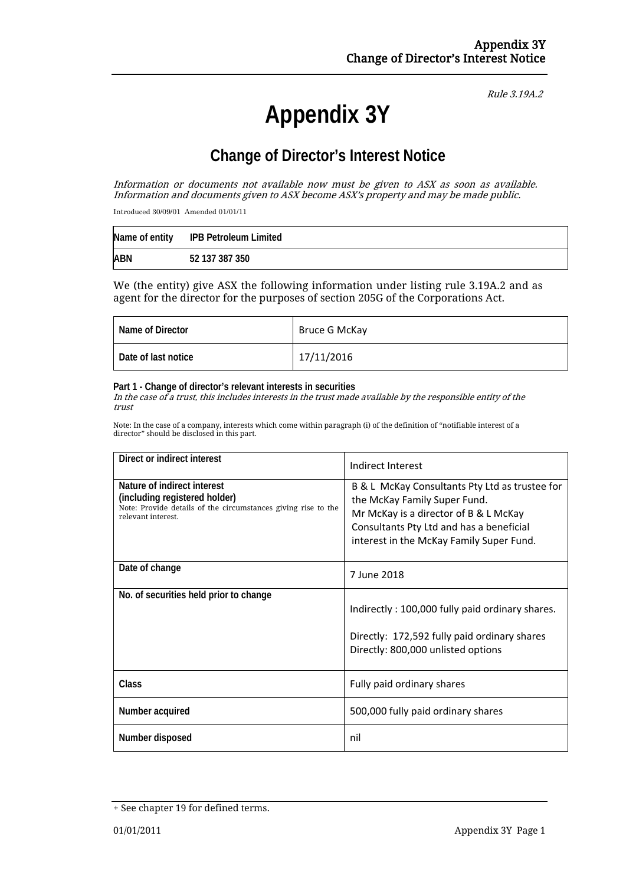*Rule 3.19A.2*

# Appendix 3Y

## Change of Director's Interest Notice

*Information or documents not available now must be given to ASX as soon as available. Information and documents given to ASX become ASX's property and may be made public.*

Introduced 30/09/01 Amended 01/01/11

| Name of entity | IPB Petroleum Limited |
|---|---|
| ABN | 52 137 387 350 |

We (the entity) give ASX the following information under listing rule 3.19A.2 and as agent for the director for the purposes of section 205G of the Corporations Act.

| Name of Director | Bruce G McKay |
|---|---|
| Date of last notice | 17/11/2016 |

**Part 1 - Change of director's relevant interests in securities**
*In the case of a trust, this includes interests in the trust made available by the responsible entity of the trust*

Note: In the case of a company, interests which come within paragraph (i) of the definition of "notifiable interest of a director" should be disclosed in this part.

| Direct or indirect interest | Indirect Interest |
|---|---|
| **Nature of indirect interest (including registered holder)**<br>Note: Provide details of the circumstances giving rise to the relevant interest. | B & L McKay Consultants Pty Ltd as trustee for the McKay Family Super Fund.<br>Mr McKay is a director of B & L McKay Consultants Pty Ltd and has a beneficial interest in the McKay Family Super Fund. |
| Date of change | 7 June 2018 |
| No. of securities held prior to change | Indirectly : 100,000 fully paid ordinary shares.<br><br>Directly: 172,592 fully paid ordinary shares<br>Directly: 800,000 unlisted options |
| Class | Fully paid ordinary shares |
| Number acquired | 500,000 fully paid ordinary shares |
| Number disposed | nil |

+ See chapter 19 for defined terms.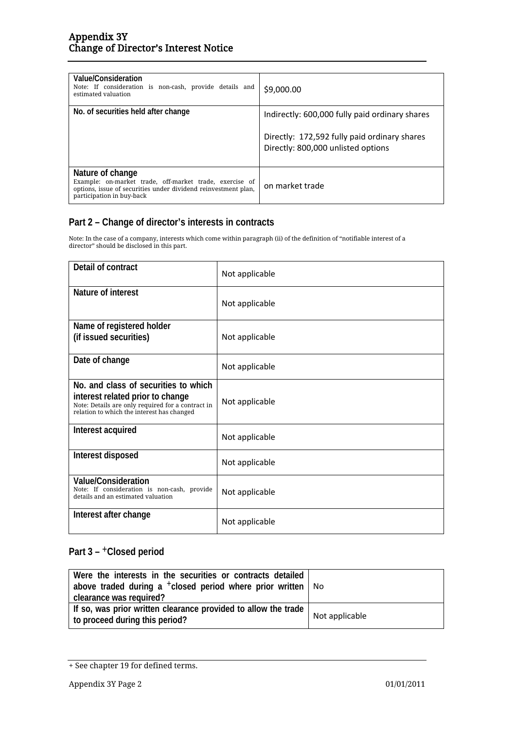| | |
|---|---|
| **Value/Consideration**<br>Note: If consideration is non-cash, provide details and estimated valuation | $9,000.00 |
| **No. of securities held after change** | Indirectly: 600,000 fully paid ordinary shares<br><br>Directly: 172,592 fully paid ordinary shares<br>Directly: 800,000 unlisted options |
| **Nature of change**<br>Example: on-market trade, off-market trade, exercise of options, issue of securities under dividend reinvestment plan, participation in buy-back | on market trade |

## Part 2 – Change of director's interests in contracts

Note: In the case of a company, interests which come within paragraph (ii) of the definition of "notifiable interest of a director" should be disclosed in this part.

| | |
|---|---|
| **Detail of contract** | Not applicable |
| **Nature of interest** | Not applicable |
| **Name of registered holder (if issued securities)** | Not applicable |
| **Date of change** | Not applicable |
| **No. and class of securities to which interest related prior to change**<br>Note: Details are only required for a contract in relation to which the interest has changed | Not applicable |
| **Interest acquired** | Not applicable |
| **Interest disposed** | Not applicable |
| **Value/Consideration**<br>Note: If consideration is non-cash, provide details and an estimated valuation | Not applicable |
| **Interest after change** | Not applicable |

## Part 3 – +Closed period

| | |
|---|---|
| **Were the interests in the securities or contracts detailed above traded during a +closed period where prior written clearance was required?** | No |
| **If so, was prior written clearance provided to allow the trade to proceed during this period?** | Not applicable |

+ See chapter 19 for defined terms.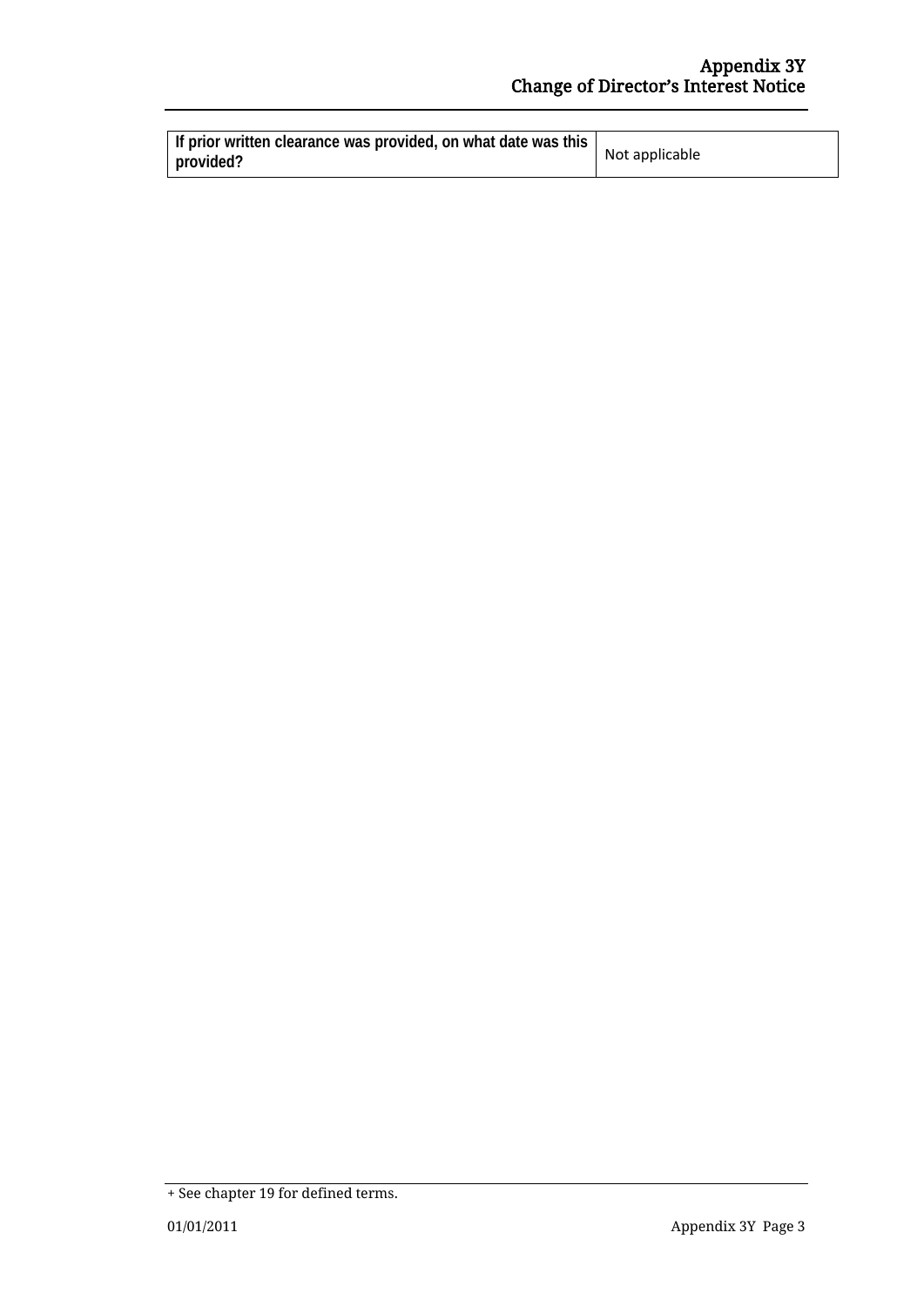| | |
|---|---|
| **If prior written clearance was provided, on what date was this provided?** | Not applicable |

+ See chapter 19 for defined terms.